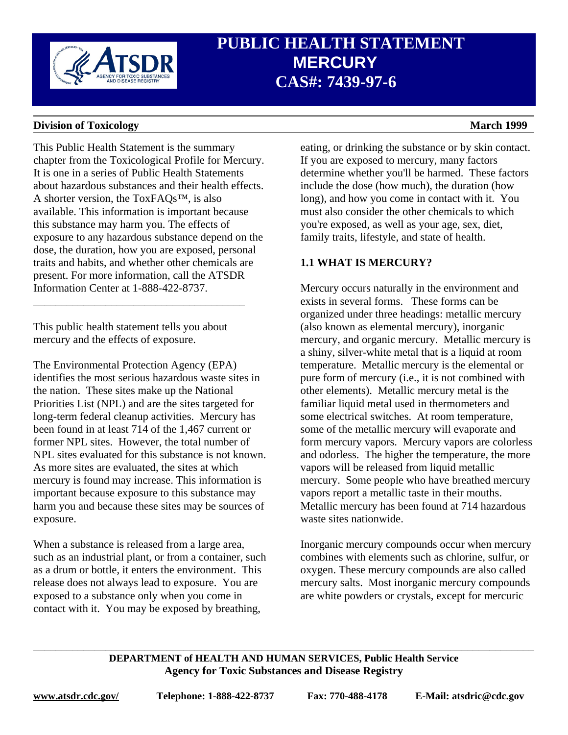# PUBLIC HEALTH STATEMENT
# MERCURY
# CAS#: 7439-97-6

**Division of Toxicology** **March 1999**

This Public Health Statement is the summary chapter from the Toxicological Profile for Mercury. It is one in a series of Public Health Statements about hazardous substances and their health effects. A shorter version, the ToxFAQs™, is also available. This information is important because this substance may harm you. The effects of exposure to any hazardous substance depend on the dose, the duration, how you are exposed, personal traits and habits, and whether other chemicals are present. For more information, call the ATSDR Information Center at 1-888-422-8737.

---

This public health statement tells you about mercury and the effects of exposure.

The Environmental Protection Agency (EPA) identifies the most serious hazardous waste sites in the nation. These sites make up the National Priorities List (NPL) and are the sites targeted for long-term federal cleanup activities. Mercury has been found in at least 714 of the 1,467 current or former NPL sites. However, the total number of NPL sites evaluated for this substance is not known. As more sites are evaluated, the sites at which mercury is found may increase. This information is important because exposure to this substance may harm you and because these sites may be sources of exposure.

When a substance is released from a large area, such as an industrial plant, or from a container, such as a drum or bottle, it enters the environment. This release does not always lead to exposure. You are exposed to a substance only when you come in contact with it. You may be exposed by breathing, eating, or drinking the substance or by skin contact. If you are exposed to mercury, many factors determine whether you'll be harmed. These factors include the dose (how much), the duration (how long), and how you come in contact with it. You must also consider the other chemicals to which you're exposed, as well as your age, sex, diet, family traits, lifestyle, and state of health.

## 1.1 WHAT IS MERCURY?

Mercury occurs naturally in the environment and exists in several forms. These forms can be organized under three headings: metallic mercury (also known as elemental mercury), inorganic mercury, and organic mercury. Metallic mercury is a shiny, silver-white metal that is a liquid at room temperature. Metallic mercury is the elemental or pure form of mercury (i.e., it is not combined with other elements). Metallic mercury metal is the familiar liquid metal used in thermometers and some electrical switches. At room temperature, some of the metallic mercury will evaporate and form mercury vapors. Mercury vapors are colorless and odorless. The higher the temperature, the more vapors will be released from liquid metallic mercury. Some people who have breathed mercury vapors report a metallic taste in their mouths. Metallic mercury has been found at 714 hazardous waste sites nationwide.

Inorganic mercury compounds occur when mercury combines with elements such as chlorine, sulfur, or oxygen. These mercury compounds are also called mercury salts. Most inorganic mercury compounds are white powders or crystals, except for mercuric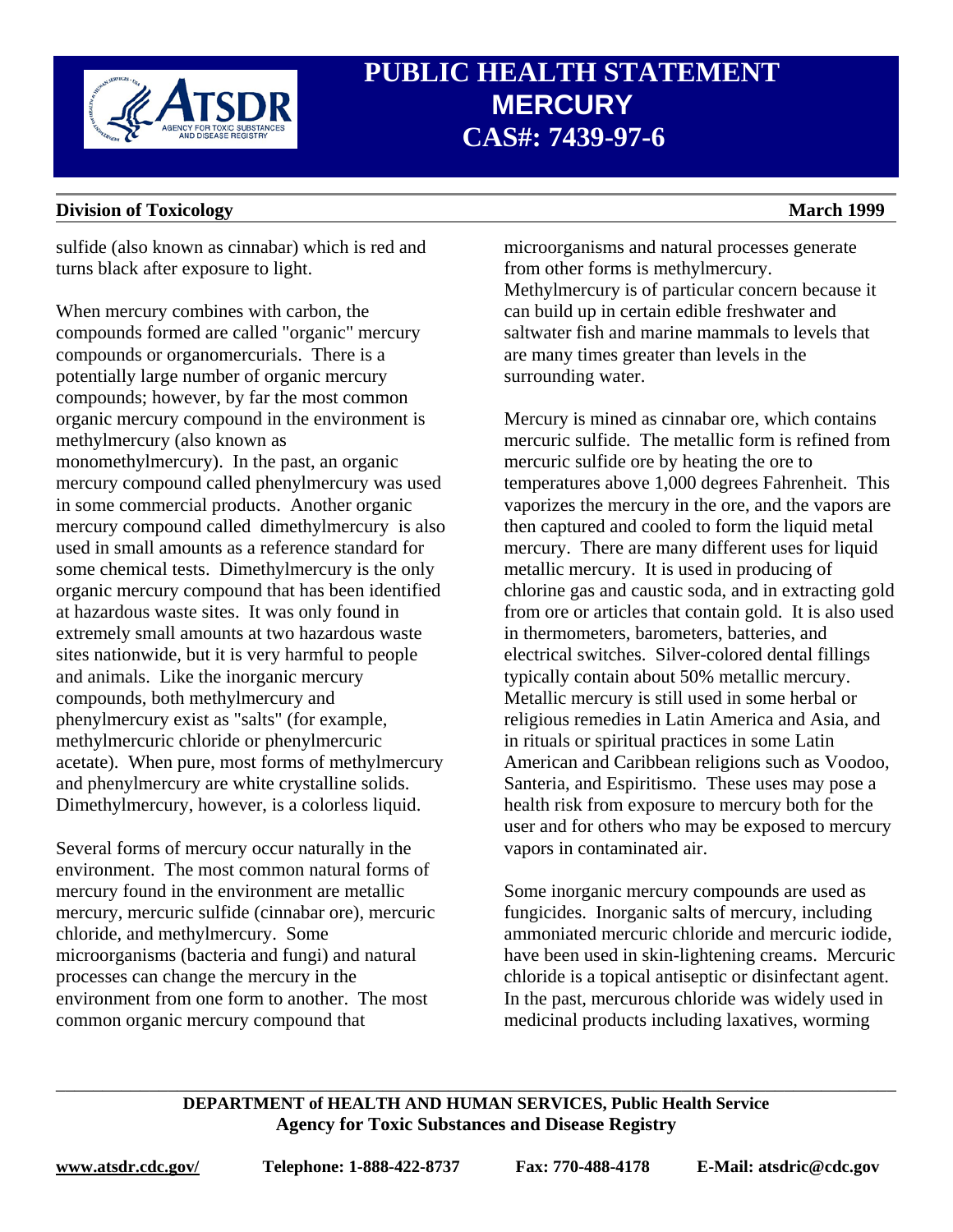sulfide (also known as cinnabar) which is red and turns black after exposure to light.

When mercury combines with carbon, the compounds formed are called "organic" mercury compounds or organomercurials. There is a potentially large number of organic mercury compounds; however, by far the most common organic mercury compound in the environment is methylmercury (also known as monomethylmercury). In the past, an organic mercury compound called phenylmercury was used in some commercial products. Another organic mercury compound called dimethylmercury is also used in small amounts as a reference standard for some chemical tests. Dimethylmercury is the only organic mercury compound that has been identified at hazardous waste sites. It was only found in extremely small amounts at two hazardous waste sites nationwide, but it is very harmful to people and animals. Like the inorganic mercury compounds, both methylmercury and phenylmercury exist as "salts" (for example, methylmercuric chloride or phenylmercuric acetate). When pure, most forms of methylmercury and phenylmercury are white crystalline solids. Dimethylmercury, however, is a colorless liquid.

Several forms of mercury occur naturally in the environment. The most common natural forms of mercury found in the environment are metallic mercury, mercuric sulfide (cinnabar ore), mercuric chloride, and methylmercury. Some microorganisms (bacteria and fungi) and natural processes can change the mercury in the environment from one form to another. The most common organic mercury compound that microorganisms and natural processes generate from other forms is methylmercury. Methylmercury is of particular concern because it can build up in certain edible freshwater and saltwater fish and marine mammals to levels that are many times greater than levels in the surrounding water.

Mercury is mined as cinnabar ore, which contains mercuric sulfide. The metallic form is refined from mercuric sulfide ore by heating the ore to temperatures above 1,000 degrees Fahrenheit. This vaporizes the mercury in the ore, and the vapors are then captured and cooled to form the liquid metal mercury. There are many different uses for liquid metallic mercury. It is used in producing of chlorine gas and caustic soda, and in extracting gold from ore or articles that contain gold. It is also used in thermometers, barometers, batteries, and electrical switches. Silver-colored dental fillings typically contain about 50% metallic mercury. Metallic mercury is still used in some herbal or religious remedies in Latin America and Asia, and in rituals or spiritual practices in some Latin American and Caribbean religions such as Voodoo, Santeria, and Espiritismo. These uses may pose a health risk from exposure to mercury both for the user and for others who may be exposed to mercury vapors in contaminated air.

Some inorganic mercury compounds are used as fungicides. Inorganic salts of mercury, including ammoniated mercuric chloride and mercuric iodide, have been used in skin-lightening creams. Mercuric chloride is a topical antiseptic or disinfectant agent. In the past, mercurous chloride was widely used in medicinal products including laxatives, worming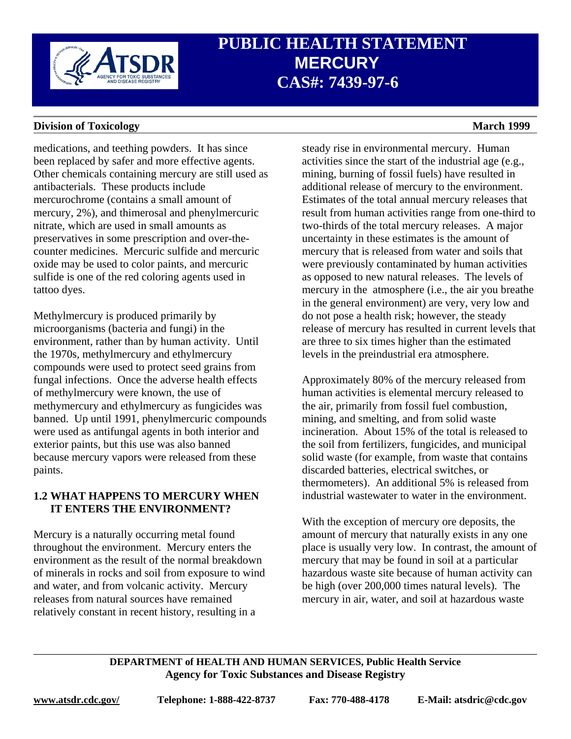medications, and teething powders. It has since been replaced by safer and more effective agents. Other chemicals containing mercury are still used as antibacterials. These products include mercurochrome (contains a small amount of mercury, 2%), and thimerosal and phenylmercuric nitrate, which are used in small amounts as preservatives in some prescription and over-the-counter medicines. Mercuric sulfide and mercuric oxide may be used to color paints, and mercuric sulfide is one of the red coloring agents used in tattoo dyes.

Methylmercury is produced primarily by microorganisms (bacteria and fungi) in the environment, rather than by human activity. Until the 1970s, methylmercury and ethylmercury compounds were used to protect seed grains from fungal infections. Once the adverse health effects of methylmercury were known, the use of methymercury and ethylmercury as fungicides was banned. Up until 1991, phenylmercuric compounds were used as antifungal agents in both interior and exterior paints, but this use was also banned because mercury vapors were released from these paints.

## 1.2 WHAT HAPPENS TO MERCURY WHEN IT ENTERS THE ENVIRONMENT?

Mercury is a naturally occurring metal found throughout the environment. Mercury enters the environment as the result of the normal breakdown of minerals in rocks and soil from exposure to wind and water, and from volcanic activity. Mercury releases from natural sources have remained relatively constant in recent history, resulting in a steady rise in environmental mercury. Human activities since the start of the industrial age (e.g., mining, burning of fossil fuels) have resulted in additional release of mercury to the environment. Estimates of the total annual mercury releases that result from human activities range from one-third to two-thirds of the total mercury releases. A major uncertainty in these estimates is the amount of mercury that is released from water and soils that were previously contaminated by human activities as opposed to new natural releases. The levels of mercury in the atmosphere (i.e., the air you breathe in the general environment) are very, very low and do not pose a health risk; however, the steady release of mercury has resulted in current levels that are three to six times higher than the estimated levels in the preindustrial era atmosphere.

Approximately 80% of the mercury released from human activities is elemental mercury released to the air, primarily from fossil fuel combustion, mining, and smelting, and from solid waste incineration. About 15% of the total is released to the soil from fertilizers, fungicides, and municipal solid waste (for example, from waste that contains discarded batteries, electrical switches, or thermometers). An additional 5% is released from industrial wastewater to water in the environment.

With the exception of mercury ore deposits, the amount of mercury that naturally exists in any one place is usually very low. In contrast, the amount of mercury that may be found in soil at a particular hazardous waste site because of human activity can be high (over 200,000 times natural levels). The mercury in air, water, and soil at hazardous waste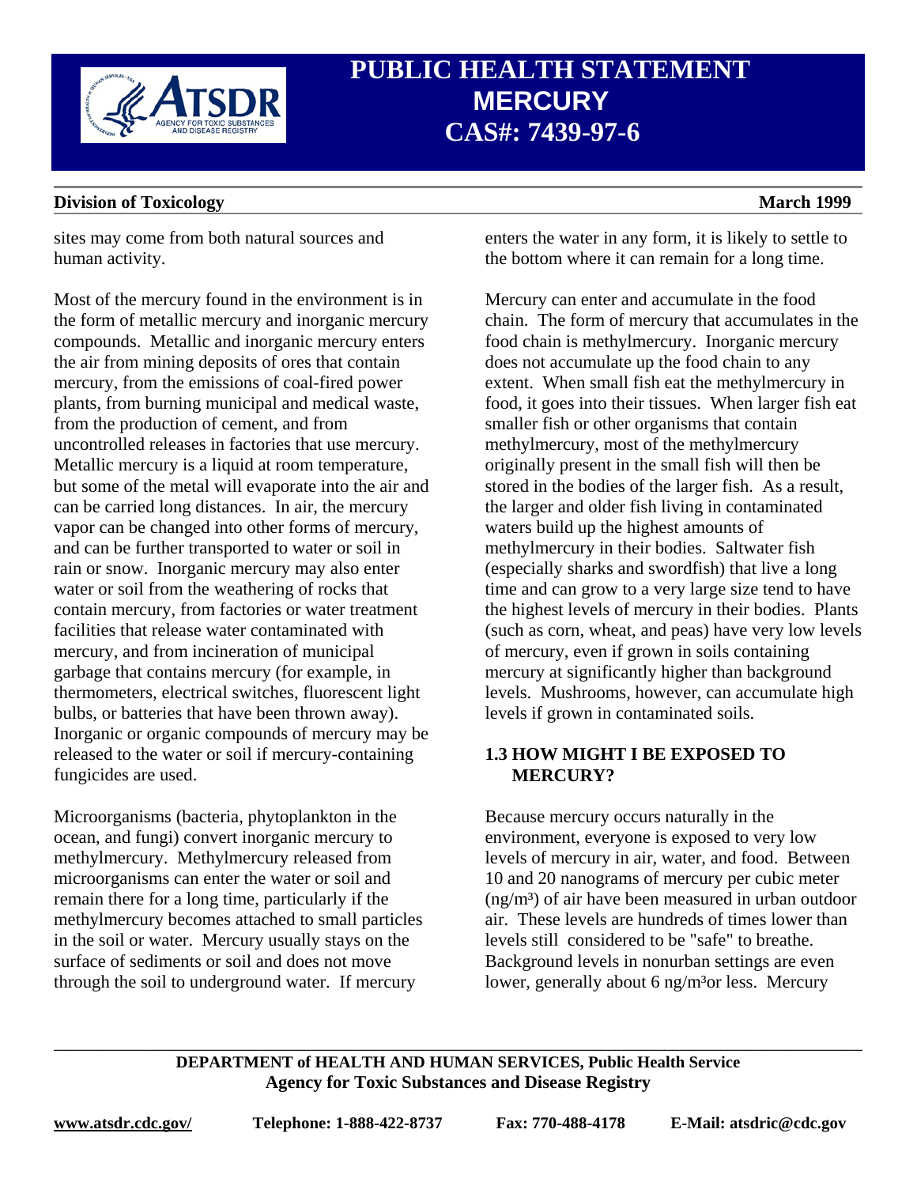sites may come from both natural sources and human activity.

Most of the mercury found in the environment is in the form of metallic mercury and inorganic mercury compounds. Metallic and inorganic mercury enters the air from mining deposits of ores that contain mercury, from the emissions of coal-fired power plants, from burning municipal and medical waste, from the production of cement, and from uncontrolled releases in factories that use mercury. Metallic mercury is a liquid at room temperature, but some of the metal will evaporate into the air and can be carried long distances. In air, the mercury vapor can be changed into other forms of mercury, and can be further transported to water or soil in rain or snow. Inorganic mercury may also enter water or soil from the weathering of rocks that contain mercury, from factories or water treatment facilities that release water contaminated with mercury, and from incineration of municipal garbage that contains mercury (for example, in thermometers, electrical switches, fluorescent light bulbs, or batteries that have been thrown away). Inorganic or organic compounds of mercury may be released to the water or soil if mercury-containing fungicides are used.

Microorganisms (bacteria, phytoplankton in the ocean, and fungi) convert inorganic mercury to methylmercury. Methylmercury released from microorganisms can enter the water or soil and remain there for a long time, particularly if the methylmercury becomes attached to small particles in the soil or water. Mercury usually stays on the surface of sediments or soil and does not move through the soil to underground water. If mercury enters the water in any form, it is likely to settle to the bottom where it can remain for a long time.

Mercury can enter and accumulate in the food chain. The form of mercury that accumulates in the food chain is methylmercury. Inorganic mercury does not accumulate up the food chain to any extent. When small fish eat the methylmercury in food, it goes into their tissues. When larger fish eat smaller fish or other organisms that contain methylmercury, most of the methylmercury originally present in the small fish will then be stored in the bodies of the larger fish. As a result, the larger and older fish living in contaminated waters build up the highest amounts of methylmercury in their bodies. Saltwater fish (especially sharks and swordfish) that live a long time and can grow to a very large size tend to have the highest levels of mercury in their bodies. Plants (such as corn, wheat, and peas) have very low levels of mercury, even if grown in soils containing mercury at significantly higher than background levels. Mushrooms, however, can accumulate high levels if grown in contaminated soils.

## 1.3 HOW MIGHT I BE EXPOSED TO MERCURY?

Because mercury occurs naturally in the environment, everyone is exposed to very low levels of mercury in air, water, and food. Between 10 and 20 nanograms of mercury per cubic meter ($ng/m^3$) of air have been measured in urban outdoor air. These levels are hundreds of times lower than levels still considered to be "safe" to breathe. Background levels in nonurban settings are even lower, generally about 6 $ng/m^3$ or less. Mercury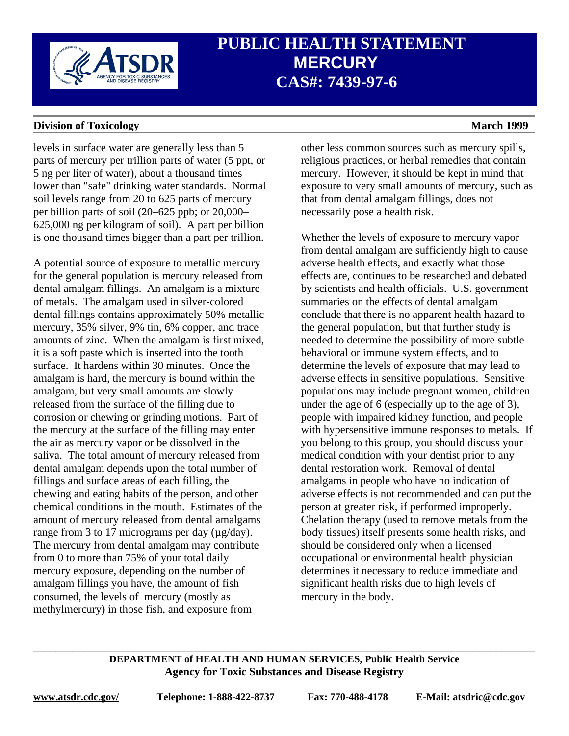levels in surface water are generally less than 5 parts of mercury per trillion parts of water (5 ppt, or 5 ng per liter of water), about a thousand times lower than "safe" drinking water standards. Normal soil levels range from 20 to 625 parts of mercury per billion parts of soil (20–625 ppb; or 20,000–625,000 ng per kilogram of soil). A part per billion is one thousand times bigger than a part per trillion.

A potential source of exposure to metallic mercury for the general population is mercury released from dental amalgam fillings. An amalgam is a mixture of metals. The amalgam used in silver-colored dental fillings contains approximately 50% metallic mercury, 35% silver, 9% tin, 6% copper, and trace amounts of zinc. When the amalgam is first mixed, it is a soft paste which is inserted into the tooth surface. It hardens within 30 minutes. Once the amalgam is hard, the mercury is bound within the amalgam, but very small amounts are slowly released from the surface of the filling due to corrosion or chewing or grinding motions. Part of the mercury at the surface of the filling may enter the air as mercury vapor or be dissolved in the saliva. The total amount of mercury released from dental amalgam depends upon the total number of fillings and surface areas of each filling, the chewing and eating habits of the person, and other chemical conditions in the mouth. Estimates of the amount of mercury released from dental amalgams range from 3 to 17 micrograms per day (μg/day). The mercury from dental amalgam may contribute from 0 to more than 75% of your total daily mercury exposure, depending on the number of amalgam fillings you have, the amount of fish consumed, the levels of mercury (mostly as methylmercury) in those fish, and exposure from other less common sources such as mercury spills, religious practices, or herbal remedies that contain mercury. However, it should be kept in mind that exposure to very small amounts of mercury, such as that from dental amalgam fillings, does not necessarily pose a health risk.

Whether the levels of exposure to mercury vapor from dental amalgam are sufficiently high to cause adverse health effects, and exactly what those effects are, continues to be researched and debated by scientists and health officials. U.S. government summaries on the effects of dental amalgam conclude that there is no apparent health hazard to the general population, but that further study is needed to determine the possibility of more subtle behavioral or immune system effects, and to determine the levels of exposure that may lead to adverse effects in sensitive populations. Sensitive populations may include pregnant women, children under the age of 6 (especially up to the age of 3), people with impaired kidney function, and people with hypersensitive immune responses to metals. If you belong to this group, you should discuss your medical condition with your dentist prior to any dental restoration work. Removal of dental amalgams in people who have no indication of adverse effects is not recommended and can put the person at greater risk, if performed improperly. Chelation therapy (used to remove metals from the body tissues) itself presents some health risks, and should be considered only when a licensed occupational or environmental health physician determines it necessary to reduce immediate and significant health risks due to high levels of mercury in the body.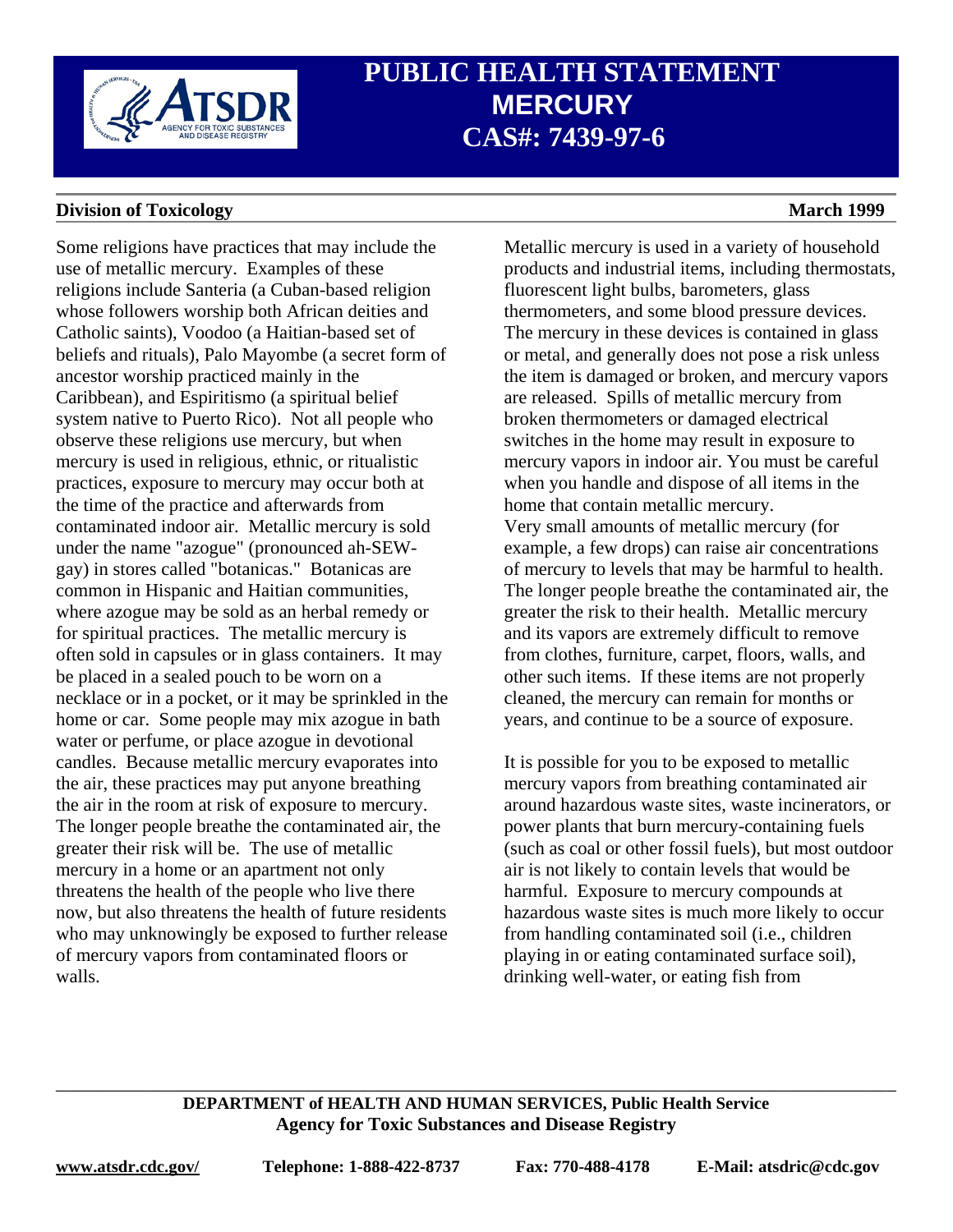Some religions have practices that may include the use of metallic mercury. Examples of these religions include Santeria (a Cuban-based religion whose followers worship both African deities and Catholic saints), Voodoo (a Haitian-based set of beliefs and rituals), Palo Mayombe (a secret form of ancestor worship practiced mainly in the Caribbean), and Espiritismo (a spiritual belief system native to Puerto Rico). Not all people who observe these religions use mercury, but when mercury is used in religious, ethnic, or ritualistic practices, exposure to mercury may occur both at the time of the practice and afterwards from contaminated indoor air. Metallic mercury is sold under the name "azogue" (pronounced ah-SEW-gay) in stores called "botanicas." Botanicas are common in Hispanic and Haitian communities, where azogue may be sold as an herbal remedy or for spiritual practices. The metallic mercury is often sold in capsules or in glass containers. It may be placed in a sealed pouch to be worn on a necklace or in a pocket, or it may be sprinkled in the home or car. Some people may mix azogue in bath water or perfume, or place azogue in devotional candles. Because metallic mercury evaporates into the air, these practices may put anyone breathing the air in the room at risk of exposure to mercury. The longer people breathe the contaminated air, the greater their risk will be. The use of metallic mercury in a home or an apartment not only threatens the health of the people who live there now, but also threatens the health of future residents who may unknowingly be exposed to further release of mercury vapors from contaminated floors or walls.

Metallic mercury is used in a variety of household products and industrial items, including thermostats, fluorescent light bulbs, barometers, glass thermometers, and some blood pressure devices. The mercury in these devices is contained in glass or metal, and generally does not pose a risk unless the item is damaged or broken, and mercury vapors are released. Spills of metallic mercury from broken thermometers or damaged electrical switches in the home may result in exposure to mercury vapors in indoor air. You must be careful when you handle and dispose of all items in the home that contain metallic mercury.
Very small amounts of metallic mercury (for example, a few drops) can raise air concentrations of mercury to levels that may be harmful to health. The longer people breathe the contaminated air, the greater the risk to their health. Metallic mercury and its vapors are extremely difficult to remove from clothes, furniture, carpet, floors, walls, and other such items. If these items are not properly cleaned, the mercury can remain for months or years, and continue to be a source of exposure.

It is possible for you to be exposed to metallic mercury vapors from breathing contaminated air around hazardous waste sites, waste incinerators, or power plants that burn mercury-containing fuels (such as coal or other fossil fuels), but most outdoor air is not likely to contain levels that would be harmful. Exposure to mercury compounds at hazardous waste sites is much more likely to occur from handling contaminated soil (i.e., children playing in or eating contaminated surface soil), drinking well-water, or eating fish from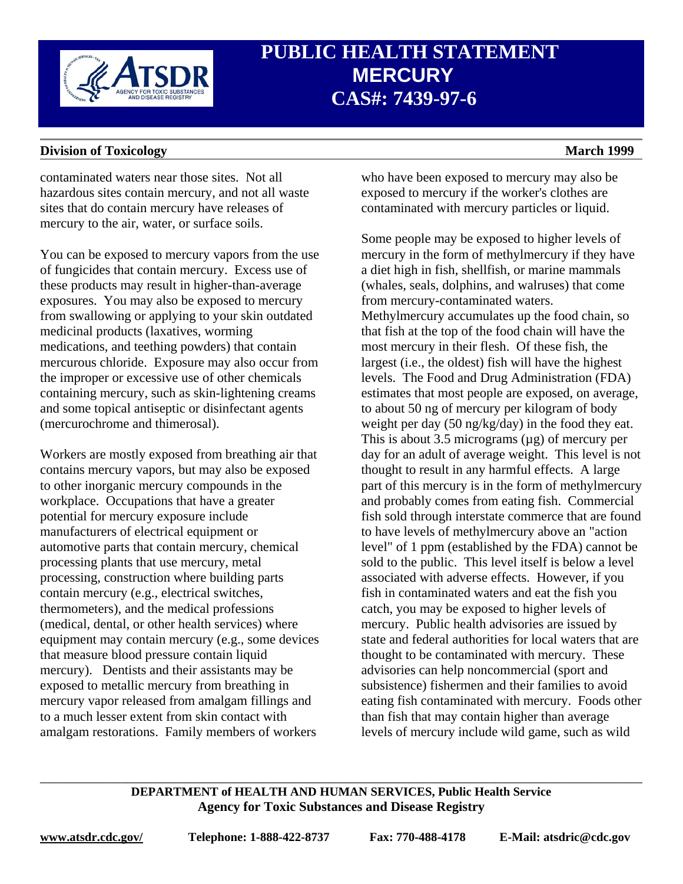contaminated waters near those sites. Not all hazardous sites contain mercury, and not all waste sites that do contain mercury have releases of mercury to the air, water, or surface soils.

You can be exposed to mercury vapors from the use of fungicides that contain mercury. Excess use of these products may result in higher-than-average exposures. You may also be exposed to mercury from swallowing or applying to your skin outdated medicinal products (laxatives, worming medications, and teething powders) that contain mercurous chloride. Exposure may also occur from the improper or excessive use of other chemicals containing mercury, such as skin-lightening creams and some topical antiseptic or disinfectant agents (mercurochrome and thimerosal).

Workers are mostly exposed from breathing air that contains mercury vapors, but may also be exposed to other inorganic mercury compounds in the workplace. Occupations that have a greater potential for mercury exposure include manufacturers of electrical equipment or automotive parts that contain mercury, chemical processing plants that use mercury, metal processing, construction where building parts contain mercury (e.g., electrical switches, thermometers), and the medical professions (medical, dental, or other health services) where equipment may contain mercury (e.g., some devices that measure blood pressure contain liquid mercury). Dentists and their assistants may be exposed to metallic mercury from breathing in mercury vapor released from amalgam fillings and to a much lesser extent from skin contact with amalgam restorations. Family members of workers who have been exposed to mercury may also be exposed to mercury if the worker's clothes are contaminated with mercury particles or liquid.

Some people may be exposed to higher levels of mercury in the form of methylmercury if they have a diet high in fish, shellfish, or marine mammals (whales, seals, dolphins, and walruses) that come from mercury-contaminated waters. Methylmercury accumulates up the food chain, so that fish at the top of the food chain will have the most mercury in their flesh. Of these fish, the largest (i.e., the oldest) fish will have the highest levels. The Food and Drug Administration (FDA) estimates that most people are exposed, on average, to about 50 ng of mercury per kilogram of body weight per day (50 ng/kg/day) in the food they eat. This is about 3.5 micrograms (µg) of mercury per day for an adult of average weight. This level is not thought to result in any harmful effects. A large part of this mercury is in the form of methylmercury and probably comes from eating fish. Commercial fish sold through interstate commerce that are found to have levels of methylmercury above an "action level" of 1 ppm (established by the FDA) cannot be sold to the public. This level itself is below a level associated with adverse effects. However, if you fish in contaminated waters and eat the fish you catch, you may be exposed to higher levels of mercury. Public health advisories are issued by state and federal authorities for local waters that are thought to be contaminated with mercury. These advisories can help noncommercial (sport and subsistence) fishermen and their families to avoid eating fish contaminated with mercury. Foods other than fish that may contain higher than average levels of mercury include wild game, such as wild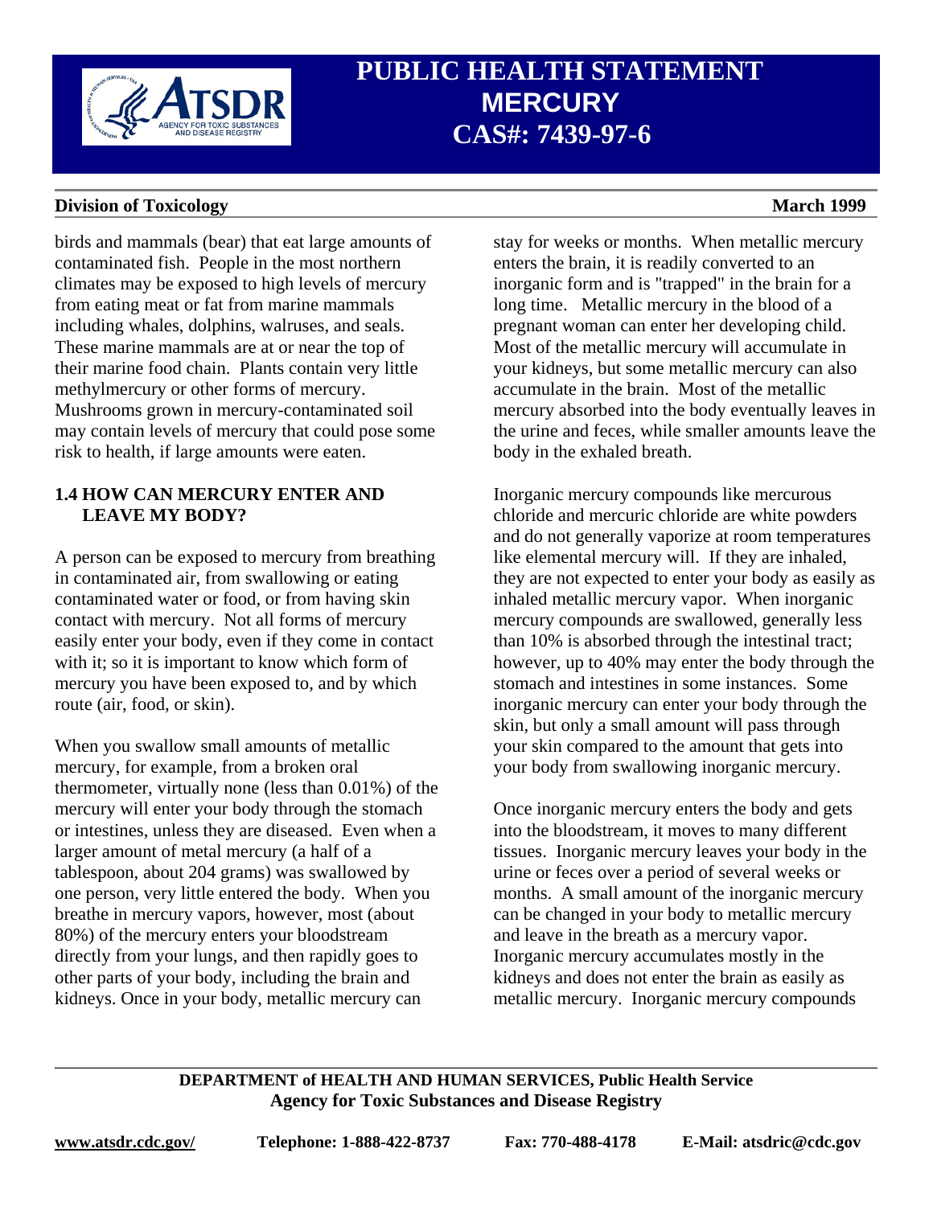birds and mammals (bear) that eat large amounts of contaminated fish. People in the most northern climates may be exposed to high levels of mercury from eating meat or fat from marine mammals including whales, dolphins, walruses, and seals. These marine mammals are at or near the top of their marine food chain. Plants contain very little methylmercury or other forms of mercury. Mushrooms grown in mercury-contaminated soil may contain levels of mercury that could pose some risk to health, if large amounts were eaten.

## 1.4 HOW CAN MERCURY ENTER AND LEAVE MY BODY?

A person can be exposed to mercury from breathing in contaminated air, from swallowing or eating contaminated water or food, or from having skin contact with mercury. Not all forms of mercury easily enter your body, even if they come in contact with it; so it is important to know which form of mercury you have been exposed to, and by which route (air, food, or skin).

When you swallow small amounts of metallic mercury, for example, from a broken oral thermometer, virtually none (less than 0.01%) of the mercury will enter your body through the stomach or intestines, unless they are diseased. Even when a larger amount of metal mercury (a half of a tablespoon, about 204 grams) was swallowed by one person, very little entered the body. When you breathe in mercury vapors, however, most (about 80%) of the mercury enters your bloodstream directly from your lungs, and then rapidly goes to other parts of your body, including the brain and kidneys. Once in your body, metallic mercury can stay for weeks or months. When metallic mercury enters the brain, it is readily converted to an inorganic form and is "trapped" in the brain for a long time. Metallic mercury in the blood of a pregnant woman can enter her developing child. Most of the metallic mercury will accumulate in your kidneys, but some metallic mercury can also accumulate in the brain. Most of the metallic mercury absorbed into the body eventually leaves in the urine and feces, while smaller amounts leave the body in the exhaled breath.

Inorganic mercury compounds like mercurous chloride and mercuric chloride are white powders and do not generally vaporize at room temperatures like elemental mercury will. If they are inhaled, they are not expected to enter your body as easily as inhaled metallic mercury vapor. When inorganic mercury compounds are swallowed, generally less than 10% is absorbed through the intestinal tract; however, up to 40% may enter the body through the stomach and intestines in some instances. Some inorganic mercury can enter your body through the skin, but only a small amount will pass through your skin compared to the amount that gets into your body from swallowing inorganic mercury.

Once inorganic mercury enters the body and gets into the bloodstream, it moves to many different tissues. Inorganic mercury leaves your body in the urine or feces over a period of several weeks or months. A small amount of the inorganic mercury can be changed in your body to metallic mercury and leave in the breath as a mercury vapor. Inorganic mercury accumulates mostly in the kidneys and does not enter the brain as easily as metallic mercury. Inorganic mercury compounds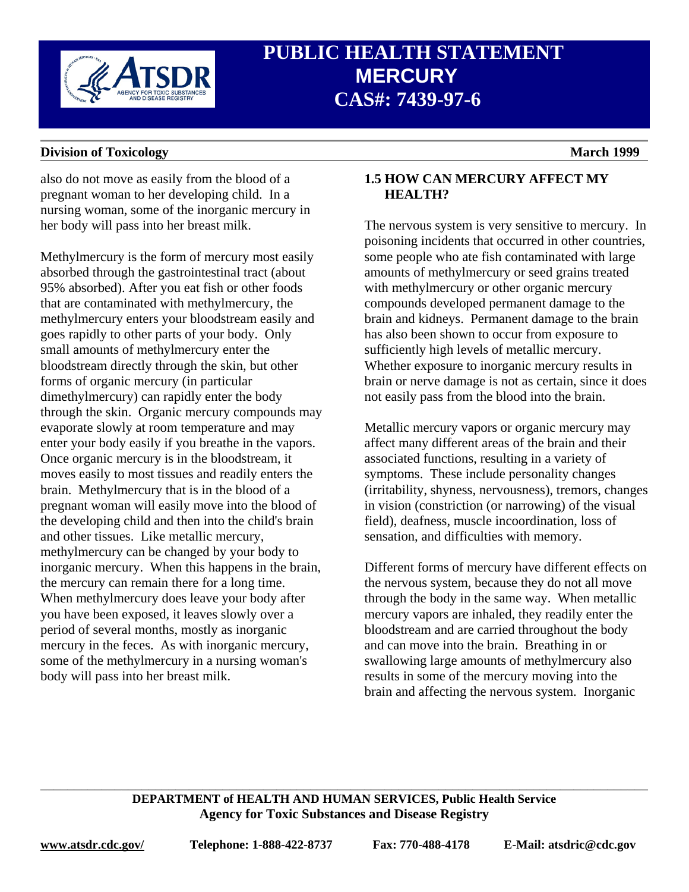also do not move as easily from the blood of a pregnant woman to her developing child. In a nursing woman, some of the inorganic mercury in her body will pass into her breast milk.

Methylmercury is the form of mercury most easily absorbed through the gastrointestinal tract (about 95% absorbed). After you eat fish or other foods that are contaminated with methylmercury, the methylmercury enters your bloodstream easily and goes rapidly to other parts of your body. Only small amounts of methylmercury enter the bloodstream directly through the skin, but other forms of organic mercury (in particular dimethylmercury) can rapidly enter the body through the skin. Organic mercury compounds may evaporate slowly at room temperature and may enter your body easily if you breathe in the vapors. Once organic mercury is in the bloodstream, it moves easily to most tissues and readily enters the brain. Methylmercury that is in the blood of a pregnant woman will easily move into the blood of the developing child and then into the child's brain and other tissues. Like metallic mercury, methylmercury can be changed by your body to inorganic mercury. When this happens in the brain, the mercury can remain there for a long time. When methylmercury does leave your body after you have been exposed, it leaves slowly over a period of several months, mostly as inorganic mercury in the feces. As with inorganic mercury, some of the methylmercury in a nursing woman's body will pass into her breast milk.

## 1.5 HOW CAN MERCURY AFFECT MY HEALTH?

The nervous system is very sensitive to mercury. In poisoning incidents that occurred in other countries, some people who ate fish contaminated with large amounts of methylmercury or seed grains treated with methylmercury or other organic mercury compounds developed permanent damage to the brain and kidneys. Permanent damage to the brain has also been shown to occur from exposure to sufficiently high levels of metallic mercury. Whether exposure to inorganic mercury results in brain or nerve damage is not as certain, since it does not easily pass from the blood into the brain.

Metallic mercury vapors or organic mercury may affect many different areas of the brain and their associated functions, resulting in a variety of symptoms. These include personality changes (irritability, shyness, nervousness), tremors, changes in vision (constriction (or narrowing) of the visual field), deafness, muscle incoordination, loss of sensation, and difficulties with memory.

Different forms of mercury have different effects on the nervous system, because they do not all move through the body in the same way. When metallic mercury vapors are inhaled, they readily enter the bloodstream and are carried throughout the body and can move into the brain. Breathing in or swallowing large amounts of methylmercury also results in some of the mercury moving into the brain and affecting the nervous system. Inorganic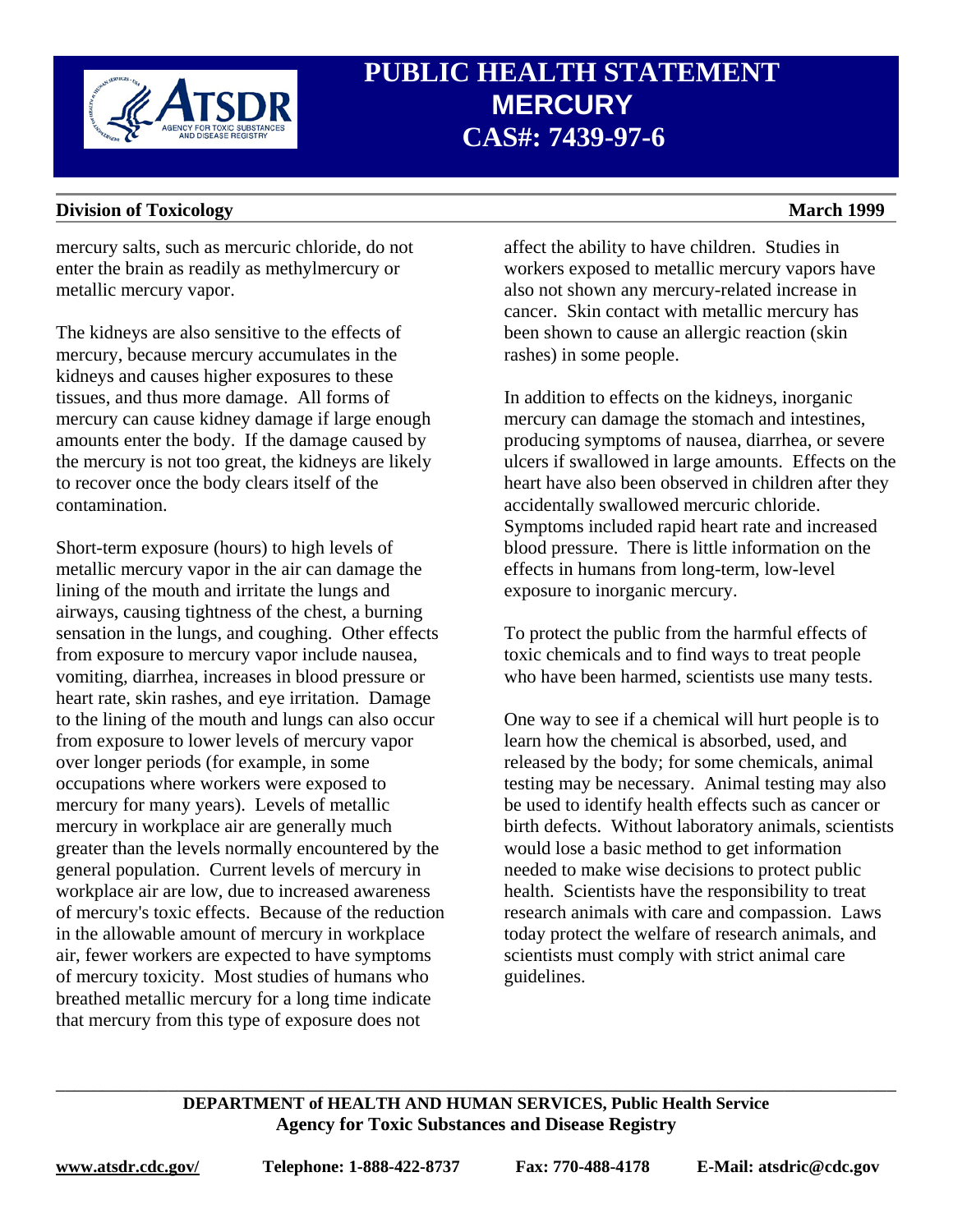mercury salts, such as mercuric chloride, do not enter the brain as readily as methylmercury or metallic mercury vapor.

The kidneys are also sensitive to the effects of mercury, because mercury accumulates in the kidneys and causes higher exposures to these tissues, and thus more damage. All forms of mercury can cause kidney damage if large enough amounts enter the body. If the damage caused by the mercury is not too great, the kidneys are likely to recover once the body clears itself of the contamination.

Short-term exposure (hours) to high levels of metallic mercury vapor in the air can damage the lining of the mouth and irritate the lungs and airways, causing tightness of the chest, a burning sensation in the lungs, and coughing. Other effects from exposure to mercury vapor include nausea, vomiting, diarrhea, increases in blood pressure or heart rate, skin rashes, and eye irritation. Damage to the lining of the mouth and lungs can also occur from exposure to lower levels of mercury vapor over longer periods (for example, in some occupations where workers were exposed to mercury for many years). Levels of metallic mercury in workplace air are generally much greater than the levels normally encountered by the general population. Current levels of mercury in workplace air are low, due to increased awareness of mercury's toxic effects. Because of the reduction in the allowable amount of mercury in workplace air, fewer workers are expected to have symptoms of mercury toxicity. Most studies of humans who breathed metallic mercury for a long time indicate that mercury from this type of exposure does not affect the ability to have children. Studies in workers exposed to metallic mercury vapors have also not shown any mercury-related increase in cancer. Skin contact with metallic mercury has been shown to cause an allergic reaction (skin rashes) in some people.

In addition to effects on the kidneys, inorganic mercury can damage the stomach and intestines, producing symptoms of nausea, diarrhea, or severe ulcers if swallowed in large amounts. Effects on the heart have also been observed in children after they accidentally swallowed mercuric chloride. Symptoms included rapid heart rate and increased blood pressure. There is little information on the effects in humans from long-term, low-level exposure to inorganic mercury.

To protect the public from the harmful effects of toxic chemicals and to find ways to treat people who have been harmed, scientists use many tests.

One way to see if a chemical will hurt people is to learn how the chemical is absorbed, used, and released by the body; for some chemicals, animal testing may be necessary. Animal testing may also be used to identify health effects such as cancer or birth defects. Without laboratory animals, scientists would lose a basic method to get information needed to make wise decisions to protect public health. Scientists have the responsibility to treat research animals with care and compassion. Laws today protect the welfare of research animals, and scientists must comply with strict animal care guidelines.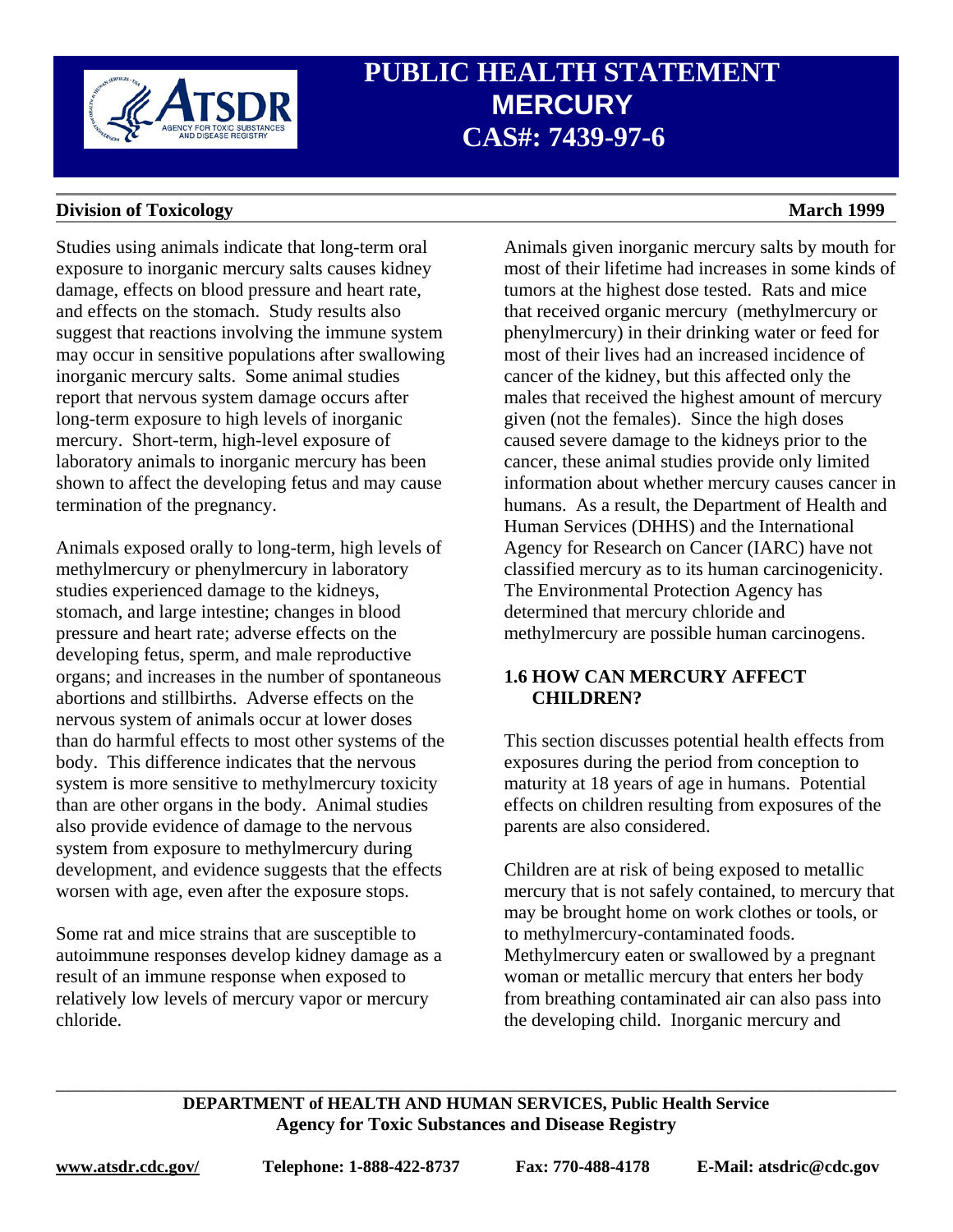Studies using animals indicate that long-term oral exposure to inorganic mercury salts causes kidney damage, effects on blood pressure and heart rate, and effects on the stomach. Study results also suggest that reactions involving the immune system may occur in sensitive populations after swallowing inorganic mercury salts. Some animal studies report that nervous system damage occurs after long-term exposure to high levels of inorganic mercury. Short-term, high-level exposure of laboratory animals to inorganic mercury has been shown to affect the developing fetus and may cause termination of the pregnancy.

Animals exposed orally to long-term, high levels of methylmercury or phenylmercury in laboratory studies experienced damage to the kidneys, stomach, and large intestine; changes in blood pressure and heart rate; adverse effects on the developing fetus, sperm, and male reproductive organs; and increases in the number of spontaneous abortions and stillbirths. Adverse effects on the nervous system of animals occur at lower doses than do harmful effects to most other systems of the body. This difference indicates that the nervous system is more sensitive to methylmercury toxicity than are other organs in the body. Animal studies also provide evidence of damage to the nervous system from exposure to methylmercury during development, and evidence suggests that the effects worsen with age, even after the exposure stops.

Some rat and mice strains that are susceptible to autoimmune responses develop kidney damage as a result of an immune response when exposed to relatively low levels of mercury vapor or mercury chloride.

Animals given inorganic mercury salts by mouth for most of their lifetime had increases in some kinds of tumors at the highest dose tested. Rats and mice that received organic mercury (methylmercury or phenylmercury) in their drinking water or feed for most of their lives had an increased incidence of cancer of the kidney, but this affected only the males that received the highest amount of mercury given (not the females). Since the high doses caused severe damage to the kidneys prior to the cancer, these animal studies provide only limited information about whether mercury causes cancer in humans. As a result, the Department of Health and Human Services (DHHS) and the International Agency for Research on Cancer (IARC) have not classified mercury as to its human carcinogenicity. The Environmental Protection Agency has determined that mercury chloride and methylmercury are possible human carcinogens.

## 1.6 HOW CAN MERCURY AFFECT CHILDREN?

This section discusses potential health effects from exposures during the period from conception to maturity at 18 years of age in humans. Potential effects on children resulting from exposures of the parents are also considered.

Children are at risk of being exposed to metallic mercury that is not safely contained, to mercury that may be brought home on work clothes or tools, or to methylmercury-contaminated foods. Methylmercury eaten or swallowed by a pregnant woman or metallic mercury that enters her body from breathing contaminated air can also pass into the developing child. Inorganic mercury and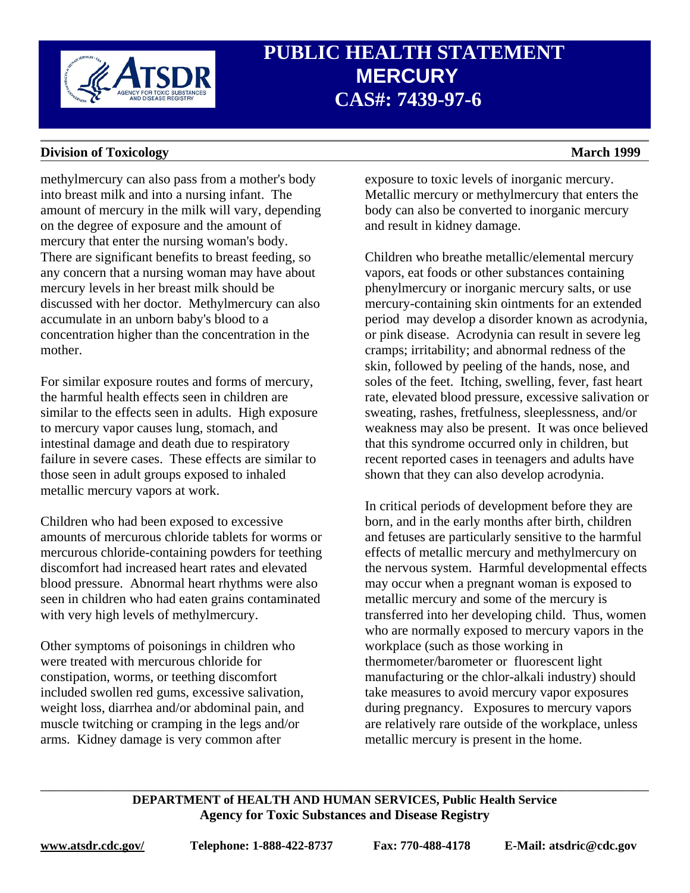methylmercury can also pass from a mother's body into breast milk and into a nursing infant. The amount of mercury in the milk will vary, depending on the degree of exposure and the amount of mercury that enter the nursing woman's body. There are significant benefits to breast feeding, so any concern that a nursing woman may have about mercury levels in her breast milk should be discussed with her doctor. Methylmercury can also accumulate in an unborn baby's blood to a concentration higher than the concentration in the mother.

For similar exposure routes and forms of mercury, the harmful health effects seen in children are similar to the effects seen in adults. High exposure to mercury vapor causes lung, stomach, and intestinal damage and death due to respiratory failure in severe cases. These effects are similar to those seen in adult groups exposed to inhaled metallic mercury vapors at work.

Children who had been exposed to excessive amounts of mercurous chloride tablets for worms or mercurous chloride-containing powders for teething discomfort had increased heart rates and elevated blood pressure. Abnormal heart rhythms were also seen in children who had eaten grains contaminated with very high levels of methylmercury.

Other symptoms of poisonings in children who were treated with mercurous chloride for constipation, worms, or teething discomfort included swollen red gums, excessive salivation, weight loss, diarrhea and/or abdominal pain, and muscle twitching or cramping in the legs and/or arms. Kidney damage is very common after exposure to toxic levels of inorganic mercury. Metallic mercury or methylmercury that enters the body can also be converted to inorganic mercury and result in kidney damage.

Children who breathe metallic/elemental mercury vapors, eat foods or other substances containing phenylmercury or inorganic mercury salts, or use mercury-containing skin ointments for an extended period may develop a disorder known as acrodynia, or pink disease. Acrodynia can result in severe leg cramps; irritability; and abnormal redness of the skin, followed by peeling of the hands, nose, and soles of the feet. Itching, swelling, fever, fast heart rate, elevated blood pressure, excessive salivation or sweating, rashes, fretfulness, sleeplessness, and/or weakness may also be present. It was once believed that this syndrome occurred only in children, but recent reported cases in teenagers and adults have shown that they can also develop acrodynia.

In critical periods of development before they are born, and in the early months after birth, children and fetuses are particularly sensitive to the harmful effects of metallic mercury and methylmercury on the nervous system. Harmful developmental effects may occur when a pregnant woman is exposed to metallic mercury and some of the mercury is transferred into her developing child. Thus, women who are normally exposed to mercury vapors in the workplace (such as those working in thermometer/barometer or fluorescent light manufacturing or the chlor-alkali industry) should take measures to avoid mercury vapor exposures during pregnancy. Exposures to mercury vapors are relatively rare outside of the workplace, unless metallic mercury is present in the home.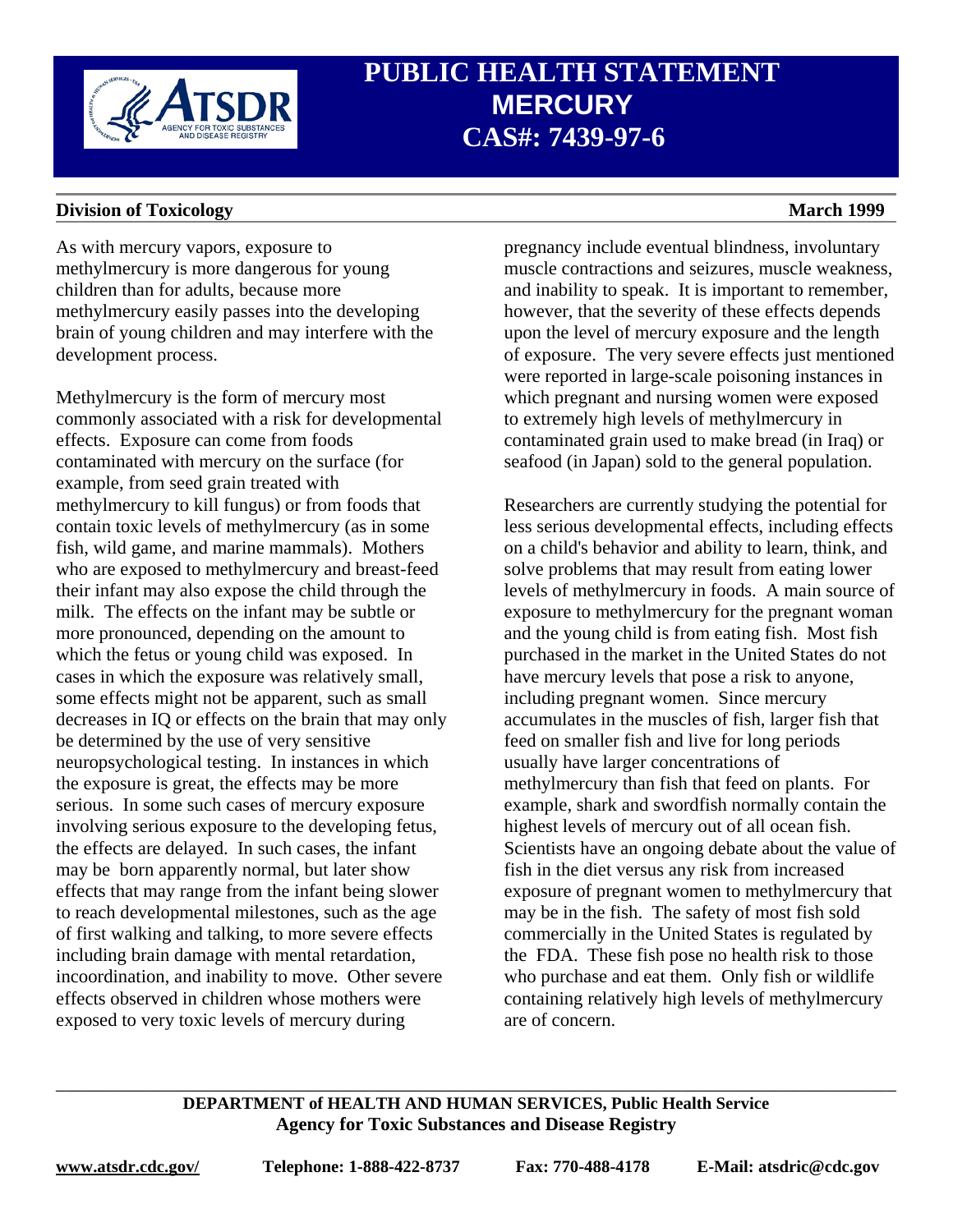As with mercury vapors, exposure to methylmercury is more dangerous for young children than for adults, because more methylmercury easily passes into the developing brain of young children and may interfere with the development process.

Methylmercury is the form of mercury most commonly associated with a risk for developmental effects. Exposure can come from foods contaminated with mercury on the surface (for example, from seed grain treated with methylmercury to kill fungus) or from foods that contain toxic levels of methylmercury (as in some fish, wild game, and marine mammals). Mothers who are exposed to methylmercury and breast-feed their infant may also expose the child through the milk. The effects on the infant may be subtle or more pronounced, depending on the amount to which the fetus or young child was exposed. In cases in which the exposure was relatively small, some effects might not be apparent, such as small decreases in IQ or effects on the brain that may only be determined by the use of very sensitive neuropsychological testing. In instances in which the exposure is great, the effects may be more serious. In some such cases of mercury exposure involving serious exposure to the developing fetus, the effects are delayed. In such cases, the infant may be born apparently normal, but later show effects that may range from the infant being slower to reach developmental milestones, such as the age of first walking and talking, to more severe effects including brain damage with mental retardation, incoordination, and inability to move. Other severe effects observed in children whose mothers were exposed to very toxic levels of mercury during pregnancy include eventual blindness, involuntary muscle contractions and seizures, muscle weakness, and inability to speak. It is important to remember, however, that the severity of these effects depends upon the level of mercury exposure and the length of exposure. The very severe effects just mentioned were reported in large-scale poisoning instances in which pregnant and nursing women were exposed to extremely high levels of methylmercury in contaminated grain used to make bread (in Iraq) or seafood (in Japan) sold to the general population.

Researchers are currently studying the potential for less serious developmental effects, including effects on a child's behavior and ability to learn, think, and solve problems that may result from eating lower levels of methylmercury in foods. A main source of exposure to methylmercury for the pregnant woman and the young child is from eating fish. Most fish purchased in the market in the United States do not have mercury levels that pose a risk to anyone, including pregnant women. Since mercury accumulates in the muscles of fish, larger fish that feed on smaller fish and live for long periods usually have larger concentrations of methylmercury than fish that feed on plants. For example, shark and swordfish normally contain the highest levels of mercury out of all ocean fish. Scientists have an ongoing debate about the value of fish in the diet versus any risk from increased exposure of pregnant women to methylmercury that may be in the fish. The safety of most fish sold commercially in the United States is regulated by the FDA. These fish pose no health risk to those who purchase and eat them. Only fish or wildlife containing relatively high levels of methylmercury are of concern.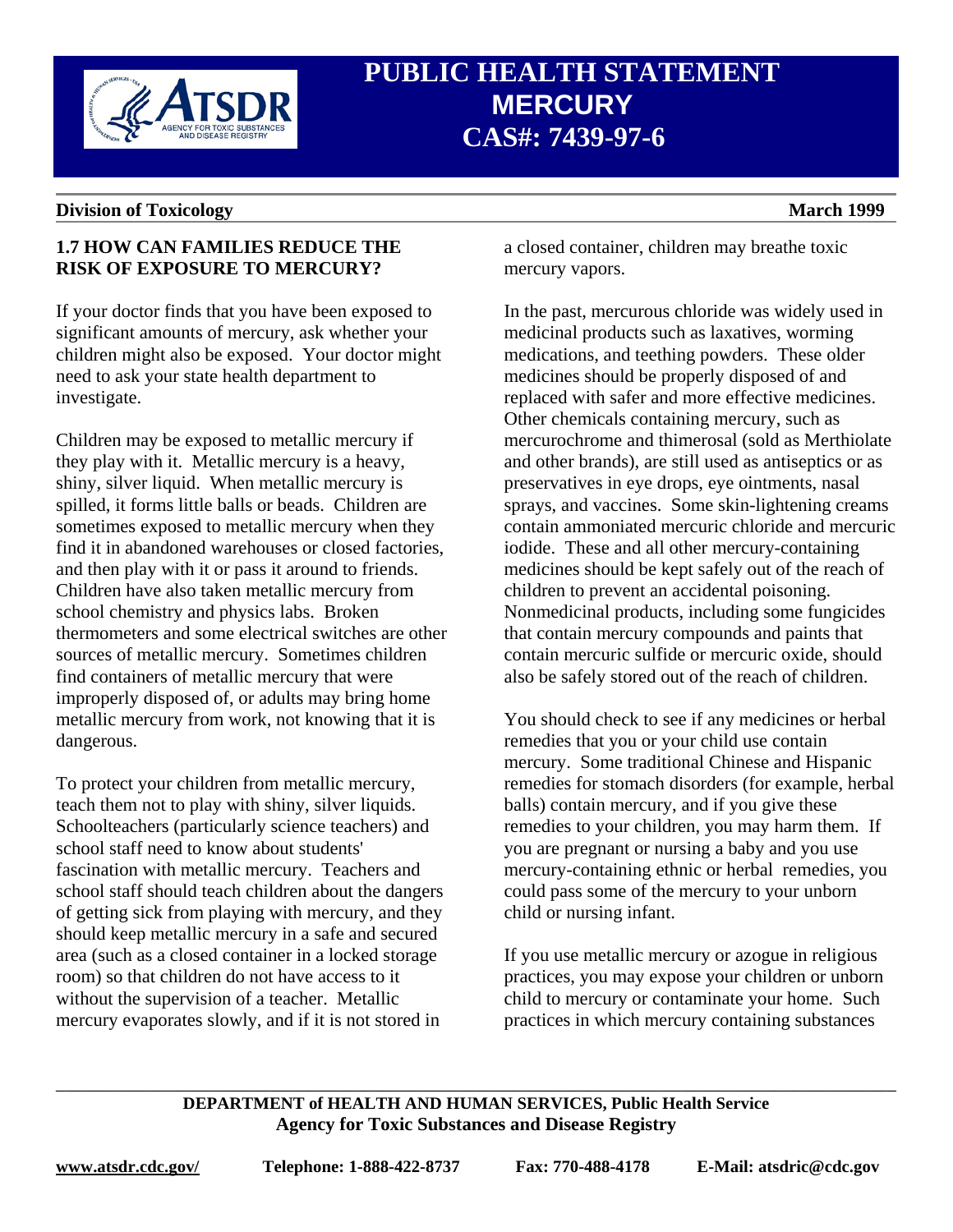## 1.7 HOW CAN FAMILIES REDUCE THE RISK OF EXPOSURE TO MERCURY?

If your doctor finds that you have been exposed to significant amounts of mercury, ask whether your children might also be exposed. Your doctor might need to ask your state health department to investigate.

Children may be exposed to metallic mercury if they play with it. Metallic mercury is a heavy, shiny, silver liquid. When metallic mercury is spilled, it forms little balls or beads. Children are sometimes exposed to metallic mercury when they find it in abandoned warehouses or closed factories, and then play with it or pass it around to friends. Children have also taken metallic mercury from school chemistry and physics labs. Broken thermometers and some electrical switches are other sources of metallic mercury. Sometimes children find containers of metallic mercury that were improperly disposed of, or adults may bring home metallic mercury from work, not knowing that it is dangerous.

To protect your children from metallic mercury, teach them not to play with shiny, silver liquids. Schoolteachers (particularly science teachers) and school staff need to know about students' fascination with metallic mercury. Teachers and school staff should teach children about the dangers of getting sick from playing with mercury, and they should keep metallic mercury in a safe and secured area (such as a closed container in a locked storage room) so that children do not have access to it without the supervision of a teacher. Metallic mercury evaporates slowly, and if it is not stored in a closed container, children may breathe toxic mercury vapors.

In the past, mercurous chloride was widely used in medicinal products such as laxatives, worming medications, and teething powders. These older medicines should be properly disposed of and replaced with safer and more effective medicines. Other chemicals containing mercury, such as mercurochrome and thimerosal (such as Merthiolate and other brands), are still used as antiseptics or as preservatives in eye drops, eye ointments, nasal sprays, and vaccines. Some skin-lightening creams contain ammoniated mercuric chloride and mercuric iodide. These and all other mercury-containing medicines should be kept safely out of the reach of children to prevent an accidental poisoning. Nonmedicinal products, including some fungicides that contain mercury compounds and paints that contain mercuric sulfide or mercuric oxide, should also be safely stored out of the reach of children.

You should check to see if any medicines or herbal remedies that you or your child use contain mercury. Some traditional Chinese and Hispanic remedies for stomach disorders (for example, herbal balls) contain mercury, and if you give these remedies to your children, you may harm them. If you are pregnant or nursing a baby and you use mercury-containing ethnic or herbal remedies, you could pass some of the mercury to your unborn child or nursing infant.

If you use metallic mercury or azogue in religious practices, you may expose your children or unborn child to mercury or contaminate your home. Such practices in which mercury containing substances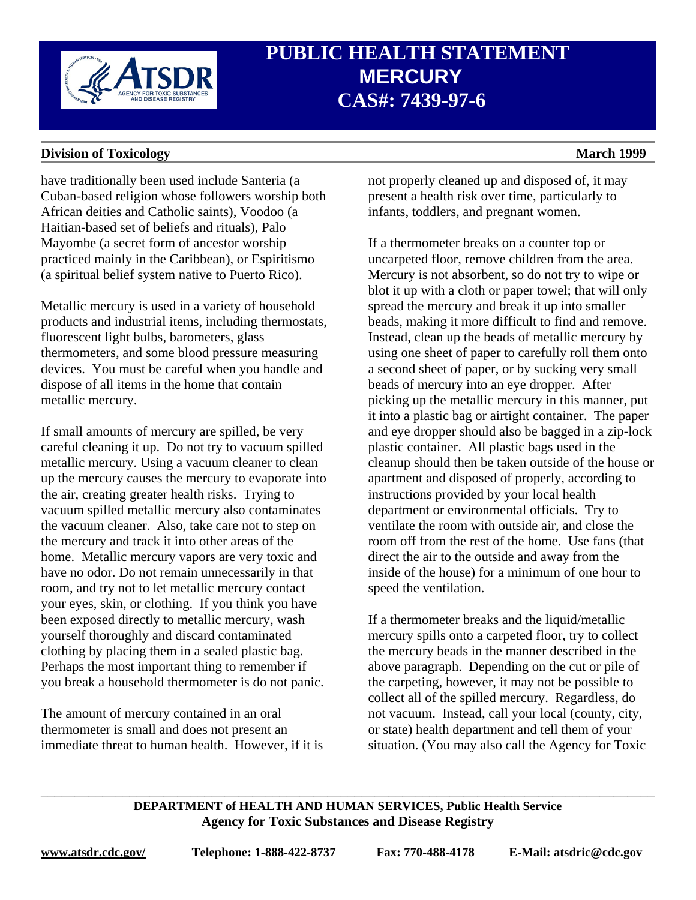have traditionally been used include Santeria (a Cuban-based religion whose followers worship both African deities and Catholic saints), Voodoo (a Haitian-based set of beliefs and rituals), Palo Mayombe (a secret form of ancestor worship practiced mainly in the Caribbean), or Espiritismo (a spiritual belief system native to Puerto Rico).

Metallic mercury is used in a variety of household products and industrial items, including thermostats, fluorescent light bulbs, barometers, glass thermometers, and some blood pressure measuring devices. You must be careful when you handle and dispose of all items in the home that contain metallic mercury.

If small amounts of mercury are spilled, be very careful cleaning it up. Do not try to vacuum spilled metallic mercury. Using a vacuum cleaner to clean up the mercury causes the mercury to evaporate into the air, creating greater health risks. Trying to vacuum spilled metallic mercury also contaminates the vacuum cleaner. Also, take care not to step on the mercury and track it into other areas of the home. Metallic mercury vapors are very toxic and have no odor. Do not remain unnecessarily in that room, and try not to let metallic mercury contact your eyes, skin, or clothing. If you think you have been exposed directly to metallic mercury, wash yourself thoroughly and discard contaminated clothing by placing them in a sealed plastic bag. Perhaps the most important thing to remember if you break a household thermometer is do not panic.

The amount of mercury contained in an oral thermometer is small and does not present an immediate threat to human health. However, if it is not properly cleaned up and disposed of, it may present a health risk over time, particularly to infants, toddlers, and pregnant women.

If a thermometer breaks on a counter top or uncarpeted floor, remove children from the area. Mercury is not absorbent, so do not try to wipe or blot it up with a cloth or paper towel; that will only spread the mercury and break it up into smaller beads, making it more difficult to find and remove. Instead, clean up the beads of metallic mercury by using one sheet of paper to carefully roll them onto a second sheet of paper, or by sucking very small beads of mercury into an eye dropper. After picking up the metallic mercury in this manner, put it into a plastic bag or airtight container. The paper and eye dropper should also be bagged in a zip-lock plastic container. All plastic bags used in the cleanup should then be taken outside of the house or apartment and disposed of properly, according to instructions provided by your local health department or environmental officials. Try to ventilate the room with outside air, and close the room off from the rest of the home. Use fans (that direct the air to the outside and away from the inside of the house) for a minimum of one hour to speed the ventilation.

If a thermometer breaks and the liquid/metallic mercury spills onto a carpeted floor, try to collect the mercury beads in the manner described in the above paragraph. Depending on the cut or pile of the carpeting, however, it may not be possible to collect all of the spilled mercury. Regardless, do not vacuum. Instead, call your local (county, city, or state) health department and tell them of your situation. (You may also call the Agency for Toxic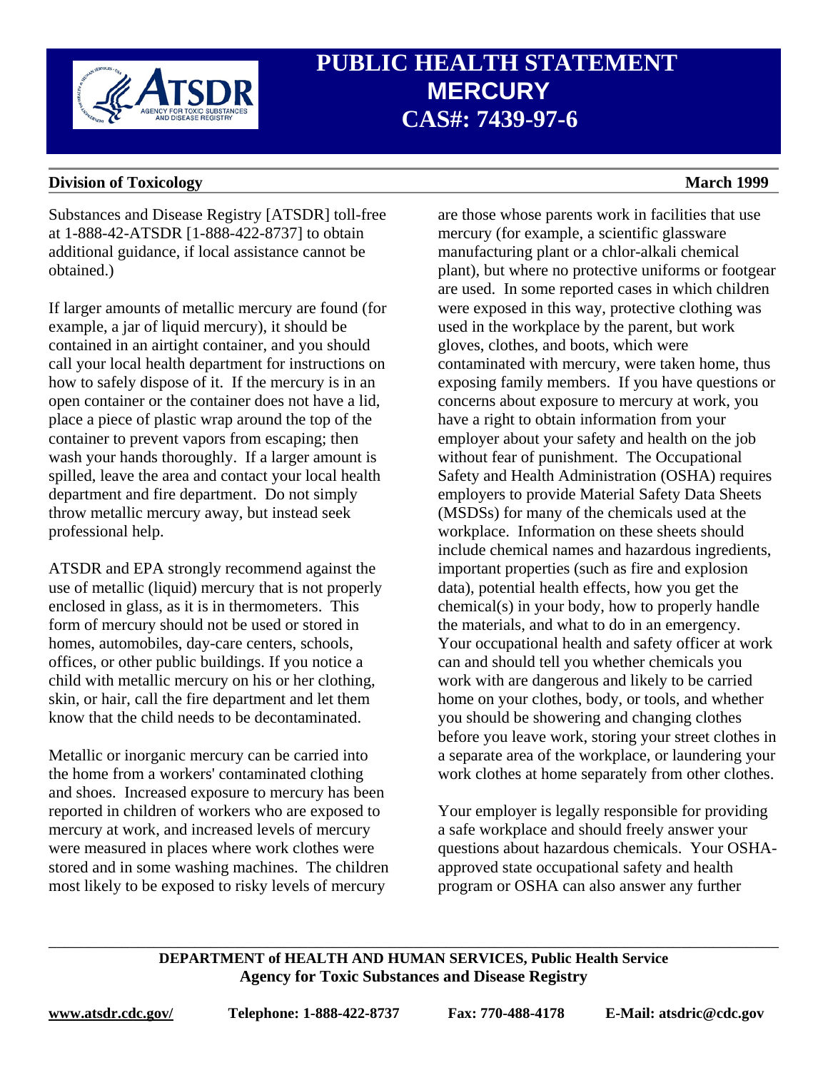Substances and Disease Registry [ATSDR] toll-free at 1-888-42-ATSDR [1-888-422-8737] to obtain additional guidance, if local assistance cannot be obtained.)

If larger amounts of metallic mercury are found (for example, a jar of liquid mercury), it should be contained in an airtight container, and you should call your local health department for instructions on how to safely dispose of it. If the mercury is in an open container or the container does not have a lid, place a piece of plastic wrap around the top of the container to prevent vapors from escaping; then wash your hands thoroughly. If a larger amount is spilled, leave the area and contact your local health department and fire department. Do not simply throw metallic mercury away, but instead seek professional help.

ATSDR and EPA strongly recommend against the use of metallic (liquid) mercury that is not properly enclosed in glass, as it is in thermometers. This form of mercury should not be used or stored in homes, automobiles, day-care centers, schools, offices, or other public buildings. If you notice a child with metallic mercury on his or her clothing, skin, or hair, call the fire department and let them know that the child needs to be decontaminated.

Metallic or inorganic mercury can be carried into the home from a workers' contaminated clothing and shoes. Increased exposure to mercury has been reported in children of workers who are exposed to mercury at work, and increased levels of mercury were measured in places where work clothes were stored and in some washing machines. The children most likely to be exposed to risky levels of mercury are those whose parents work in facilities that use mercury (for example, a scientific glassware manufacturing plant or a chlor-alkali chemical plant), but where no protective uniforms or footgear are used. In some reported cases in which children were exposed in this way, protective clothing was used in the workplace by the parent, but work gloves, clothes, and boots, which were contaminated with mercury, were taken home, thus exposing family members. If you have questions or concerns about exposure to mercury at work, you have a right to obtain information from your employer about your safety and health on the job without fear of punishment. The Occupational Safety and Health Administration (OSHA) requires employers to provide Material Safety Data Sheets (MSDSs) for many of the chemicals used at the workplace. Information on these sheets should include chemical names and hazardous ingredients, important properties (such as fire and explosion data), potential health effects, how you get the chemical(s) in your body, how to properly handle the materials, and what to do in an emergency. Your occupational health and safety officer at work can and should tell you whether chemicals you work with are dangerous and likely to be carried home on your clothes, body, or tools, and whether you should be showering and changing clothes before you leave work, storing your street clothes in a separate area of the workplace, or laundering your work clothes at home separately from other clothes.

Your employer is legally responsible for providing a safe workplace and should freely answer your questions about hazardous chemicals. Your OSHA-approved state occupational safety and health program or OSHA can also answer any further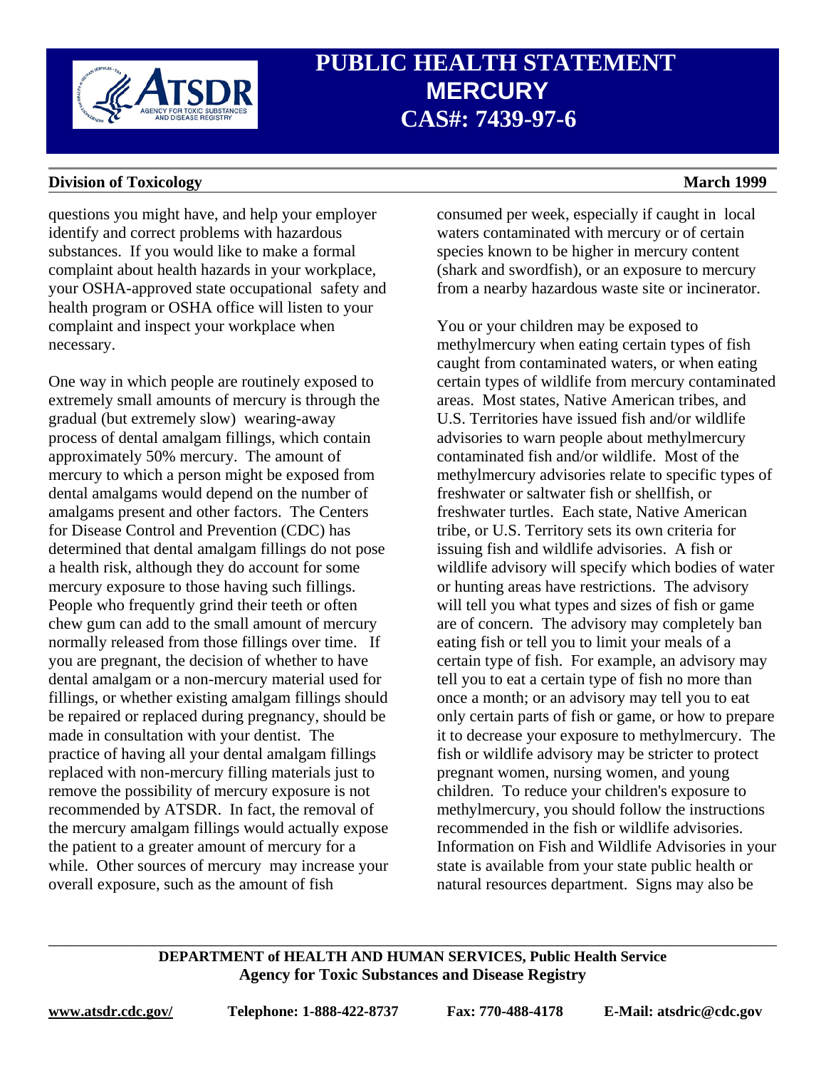questions you might have, and help your employer identify and correct problems with hazardous substances. If you would like to make a formal complaint about health hazards in your workplace, your OSHA-approved state occupational safety and health program or OSHA office will listen to your complaint and inspect your workplace when necessary.

One way in which people are routinely exposed to extremely small amounts of mercury is through the gradual (but extremely slow) wearing-away process of dental amalgam fillings, which contain approximately 50% mercury. The amount of mercury to which a person might be exposed from dental amalgams would depend on the number of amalgams present and other factors. The Centers for Disease Control and Prevention (CDC) has determined that dental amalgam fillings do not pose a health risk, although they do account for some mercury exposure to those having such fillings. People who frequently grind their teeth or often chew gum can add to the small amount of mercury normally released from those fillings over time. If you are pregnant, the decision of whether to have dental amalgam or a non-mercury material used for fillings, or whether existing amalgam fillings should be repaired or replaced during pregnancy, should be made in consultation with your dentist. The practice of having all your dental amalgam fillings replaced with non-mercury filling materials just to remove the possibility of mercury exposure is not recommended by ATSDR. In fact, the removal of the mercury amalgam fillings would actually expose the patient to a greater amount of mercury for a while. Other sources of mercury may increase your overall exposure, such as the amount of fish consumed per week, especially if caught in local waters contaminated with mercury or of certain species known to be higher in mercury content (shark and swordfish), or an exposure to mercury from a nearby hazardous waste site or incinerator.

You or your children may be exposed to methylmercury when eating certain types of fish caught from contaminated waters, or when eating certain types of wildlife from mercury contaminated areas. Most states, Native American tribes, and U.S. Territories have issued fish and/or wildlife advisories to warn people about methylmercury contaminated fish and/or wildlife. Most of the methylmercury advisories relate to specific types of freshwater or saltwater fish or shellfish, or freshwater turtles. Each state, Native American tribe, or U.S. Territory sets its own criteria for issuing fish and wildlife advisories. A fish or wildlife advisory will specify which bodies of water or hunting areas have restrictions. The advisory will tell you what types and sizes of fish or game are of concern. The advisory may completely ban eating fish or tell you to limit your meals of a certain type of fish. For example, an advisory may tell you to eat a certain type of fish no more than once a month; or an advisory may tell you to eat only certain parts of fish or game, or how to prepare it to decrease your exposure to methylmercury. The fish or wildlife advisory may be stricter to protect pregnant women, nursing women, and young children. To reduce your children's exposure to methylmercury, you should follow the instructions recommended in the fish or wildlife advisories. Information on Fish and Wildlife Advisories in your state is available from your state public health or natural resources department. Signs may also be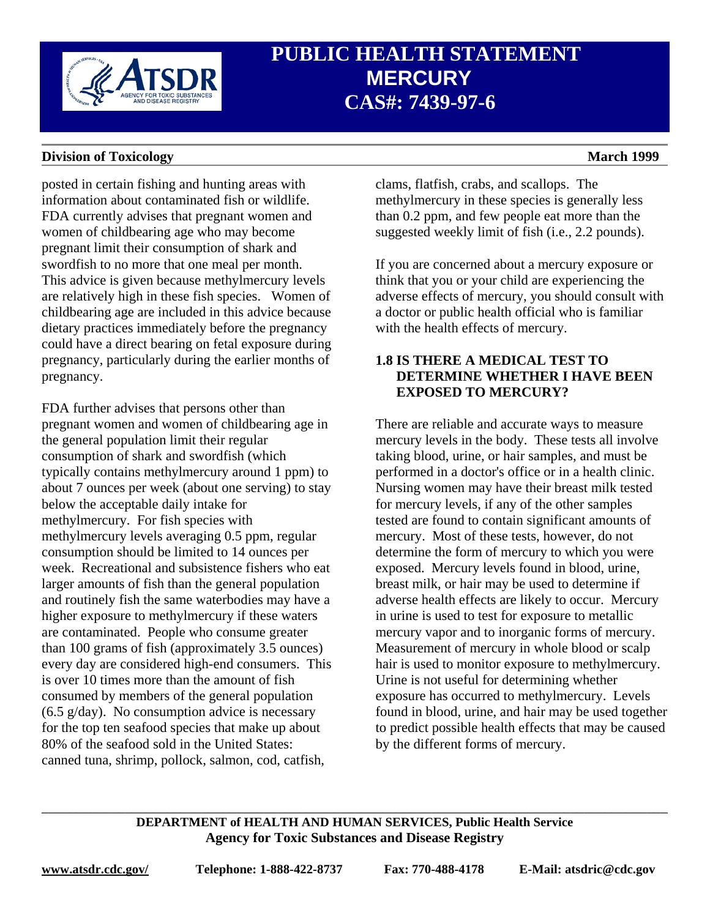posted in certain fishing and hunting areas with information about contaminated fish or wildlife. FDA currently advises that pregnant women and women of childbearing age who may become pregnant limit their consumption of shark and swordfish to no more that one meal per month. This advice is given because methylmercury levels are relatively high in these fish species. Women of childbearing age are included in this advice because dietary practices immediately before the pregnancy could have a direct bearing on fetal exposure during pregnancy, particularly during the earlier months of pregnancy.

FDA further advises that persons other than pregnant women and women of childbearing age in the general population limit their regular consumption of shark and swordfish (which typically contains methylmercury around 1 ppm) to about 7 ounces per week (about one serving) to stay below the acceptable daily intake for methylmercury. For fish species with methylmercury levels averaging 0.5 ppm, regular consumption should be limited to 14 ounces per week. Recreational and subsistence fishers who eat larger amounts of fish than the general population and routinely fish the same waterbodies may have a higher exposure to methylmercury if these waters are contaminated. People who consume greater than 100 grams of fish (approximately 3.5 ounces) every day are considered high-end consumers. This is over 10 times more than the amount of fish consumed by members of the general population (6.5 g/day). No consumption advice is necessary for the top ten seafood species that make up about 80% of the seafood sold in the United States: canned tuna, shrimp, pollock, salmon, cod, catfish, clams, flatfish, crabs, and scallops. The methylmercury in these species is generally less than 0.2 ppm, and few people eat more than the suggested weekly limit of fish (i.e., 2.2 pounds).

If you are concerned about a mercury exposure or think that you or your child are experiencing the adverse effects of mercury, you should consult with a doctor or public health official who is familiar with the health effects of mercury.

## 1.8 IS THERE A MEDICAL TEST TO DETERMINE WHETHER I HAVE BEEN EXPOSED TO MERCURY?

There are reliable and accurate ways to measure mercury levels in the body. These tests all involve taking blood, urine, or hair samples, and must be performed in a doctor's office or in a health clinic. Nursing women may have their breast milk tested for mercury levels, if any of the other samples tested are found to contain significant amounts of mercury. Most of these tests, however, do not determine the form of mercury to which you were exposed. Mercury levels found in blood, urine, breast milk, or hair may be used to determine if adverse health effects are likely to occur. Mercury in urine is used to test for exposure to metallic mercury vapor and to inorganic forms of mercury. Measurement of mercury in whole blood or scalp hair is used to monitor exposure to methylmercury. Urine is not useful for determining whether exposure has occurred to methylmercury. Levels found in blood, urine, and hair may be used together to predict possible health effects that may be caused by the different forms of mercury.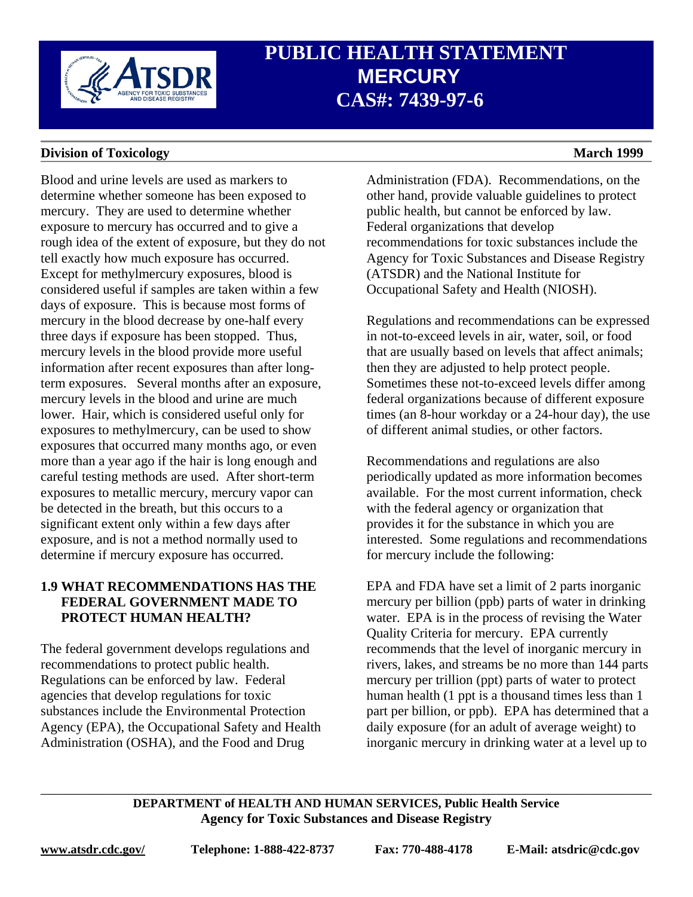Blood and urine levels are used as markers to determine whether someone has been exposed to mercury. They are used to determine whether exposure to mercury has occurred and to give a rough idea of the extent of exposure, but they do not tell exactly how much exposure has occurred. Except for methylmercury exposures, blood is considered useful if samples are taken within a few days of exposure. This is because most forms of mercury in the blood decrease by one-half every three days if exposure has been stopped. Thus, mercury levels in the blood provide more useful information after recent exposures than after long-term exposures. Several months after an exposure, mercury levels in the blood and urine are much lower. Hair, which is considered useful only for exposures to methylmercury, can be used to show exposures that occurred many months ago, or even more than a year ago if the hair is long enough and careful testing methods are used. After short-term exposures to metallic mercury, mercury vapor can be detected in the breath, but this occurs to a significant extent only within a few days after exposure, and is not a method normally used to determine if mercury exposure has occurred.

## 1.9 WHAT RECOMMENDATIONS HAS THE FEDERAL GOVERNMENT MADE TO PROTECT HUMAN HEALTH?

The federal government develops regulations and recommendations to protect public health. Regulations can be enforced by law. Federal agencies that develop regulations for toxic substances include the Environmental Protection Agency (EPA), the Occupational Safety and Health Administration (OSHA), and the Food and Drug Administration (FDA). Recommendations, on the other hand, provide valuable guidelines to protect public health, but cannot be enforced by law. Federal organizations that develop recommendations for toxic substances include the Agency for Toxic Substances and Disease Registry (ATSDR) and the National Institute for Occupational Safety and Health (NIOSH).

Regulations and recommendations can be expressed in not-to-exceed levels in air, water, soil, or food that are usually based on levels that affect animals; then they are adjusted to help protect people. Sometimes these not-to-exceed levels differ among federal organizations because of different exposure times (an 8-hour workday or a 24-hour day), the use of different animal studies, or other factors.

Recommendations and regulations are also periodically updated as more information becomes available. For the most current information, check with the federal agency or organization that provides it for the substance in which you are interested. Some regulations and recommendations for mercury include the following:

EPA and FDA have set a limit of 2 parts inorganic mercury per billion (ppb) parts of water in drinking water. EPA is in the process of revising the Water Quality Criteria for mercury. EPA currently recommends that the level of inorganic mercury in rivers, lakes, and streams be no more than 144 parts mercury per trillion (ppt) parts of water to protect human health (1 ppt is a thousand times less than 1 part per billion, or ppb). EPA has determined that a daily exposure (for an adult of average weight) to inorganic mercury in drinking water at a level up to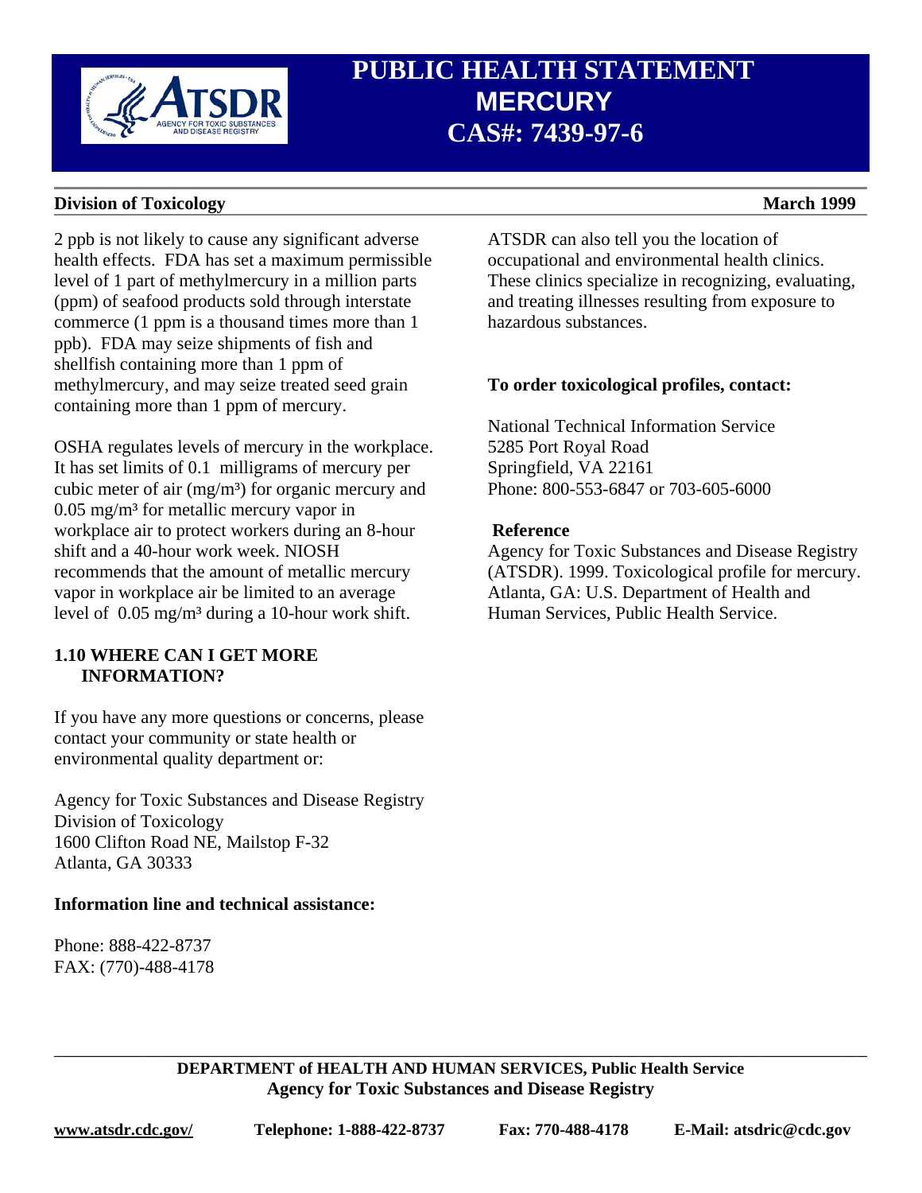2 ppb is not likely to cause any significant adverse health effects. FDA has set a maximum permissible level of 1 part of methylmercury in a million parts (ppm) of seafood products sold through interstate commerce (1 ppm is a thousand times more than 1 ppb). FDA may seize shipments of fish and shellfish containing more than 1 ppm of methylmercury, and may seize treated seed grain containing more than 1 ppm of mercury.

OSHA regulates levels of mercury in the workplace. It has set limits of 0.1 milligrams of mercury per cubic meter of air (mg/m³) for organic mercury and 0.05 mg/m³ for metallic mercury vapor in workplace air to protect workers during an 8-hour shift and a 40-hour work week. NIOSH recommends that the amount of metallic mercury vapor in workplace air be limited to an average level of 0.05 mg/m³ during a 10-hour work shift.

## 1.10 WHERE CAN I GET MORE INFORMATION?

If you have any more questions or concerns, please contact your community or state health or environmental quality department or:

Agency for Toxic Substances and Disease Registry
Division of Toxicology
1600 Clifton Road NE, Mailstop F-32
Atlanta, GA 30333

**Information line and technical assistance:**

Phone: 888-422-8737
FAX: (770)-488-4178

ATSDR can also tell you the location of occupational and environmental health clinics. These clinics specialize in recognizing, evaluating, and treating illnesses resulting from exposure to hazardous substances.

**To order toxicological profiles, contact:**

National Technical Information Service
5285 Port Royal Road
Springfield, VA 22161
Phone: 800-553-6847 or 703-605-6000

**Reference**

Agency for Toxic Substances and Disease Registry (ATSDR). 1999. Toxicological profile for mercury. Atlanta, GA: U.S. Department of Health and Human Services, Public Health Service.